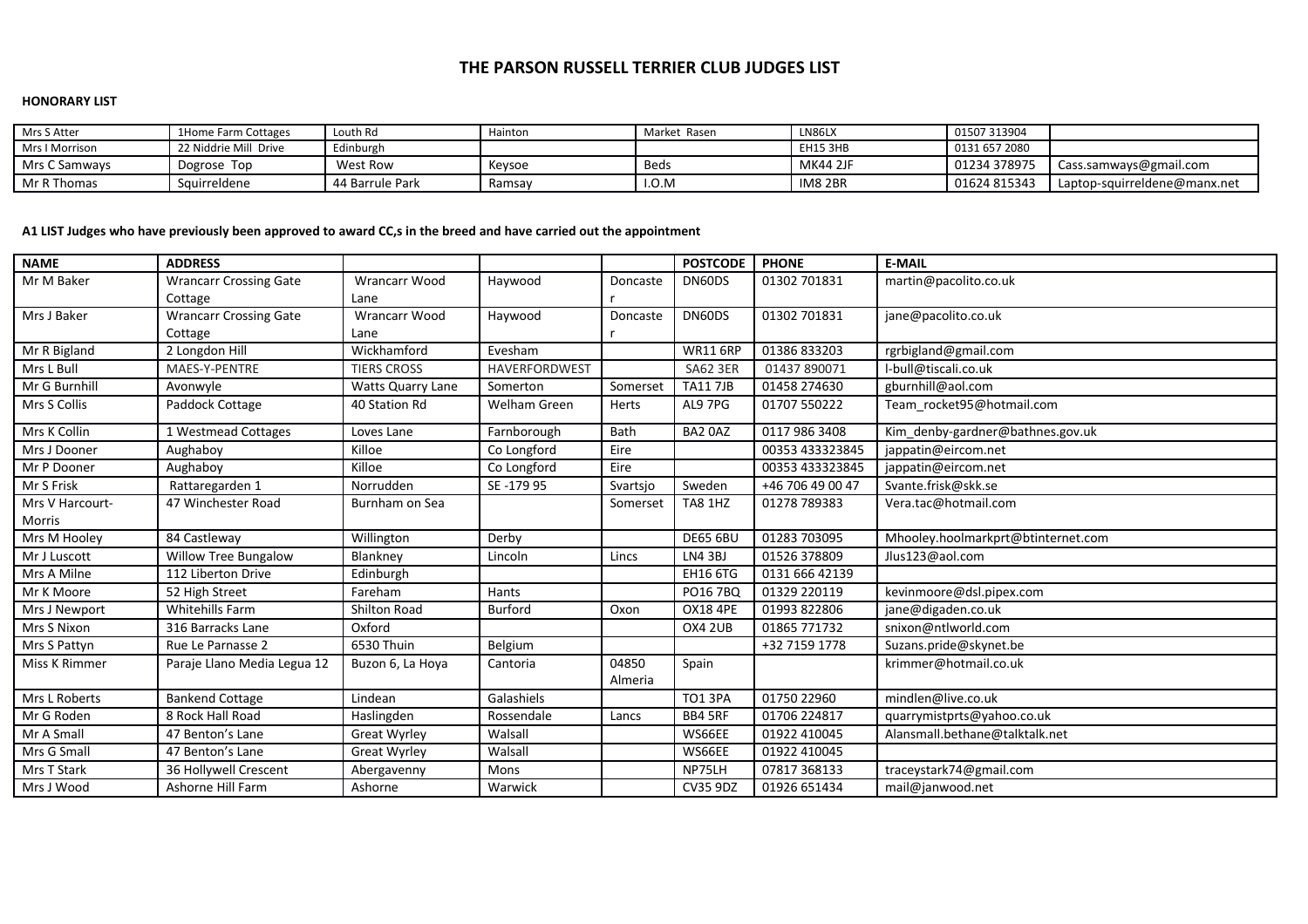# THE PARSON RUSSELL TERRIER CLUB JUDGES LIST

**HONORARY LIST**

| | | | | | | | |
|---|---|---|---|---|---|---|---|
| Mrs S Atter | 1Home Farm Cottages | Louth Rd | Hainton | Market Rasen | LN86LX | 01507 313904 | |
| Mrs I Morrison | 22 Niddrie Mill Drive | Edinburgh | | | EH15 3HB | 0131 657 2080 | |
| Mrs C Samways | Dogrose Top | West Row | Keysoe | Beds | MK44 2JF | 01234 378975 | Cass.samways@gmail.com |
| Mr R Thomas | Squirreldene | 44 Barrule Park | Ramsay | I.O.M | IM8 2BR | 01624 815343 | Laptop-squirreldene@manx.net |

**A1 LIST Judges who have previously been approved to award CC,s in the breed and have carried out the appointment**

| NAME | ADDRESS | | | | POSTCODE | PHONE | E-MAIL |
|---|---|---|---|---|---|---|---|
| Mr M Baker | Wrancarr Crossing Gate Cottage | Wrancarr Wood Lane | Haywood | Doncaster | DN60DS | 01302 701831 | martin@pacolito.co.uk |
| Mrs J Baker | Wrancarr Crossing Gate Cottage | Wrancarr Wood Lane | Haywood | Doncaster | DN60DS | 01302 701831 | jane@pacolito.co.uk |
| Mr R Bigland | 2 Longdon Hill | Wickhamford | Evesham | | WR11 6RP | 01386 833203 | rgrbigland@gmail.com |
| Mrs L Bull | MAES-Y-PENTRE | TIERS CROSS | HAVERFORDWEST | | SA62 3ER | 01437 890071 | l-bull@tiscali.co.uk |
| Mr G Burnhill | Avonwyle | Watts Quarry Lane | Somerton | Somerset | TA11 7JB | 01458 274630 | gburnhill@aol.com |
| Mrs S Collis | Paddock Cottage | 40 Station Rd | Welham Green | Herts | AL9 7PG | 01707 550222 | Team_rocket95@hotmail.com |
| Mrs K Collin | 1 Westmead Cottages | Loves Lane | Farnborough | Bath | BA2 0AZ | 0117 986 3408 | Kim_denby-gardner@bathnes.gov.uk |
| Mrs J Dooner | Aughaboy | Killoe | Co Longford | Eire | | 00353 433323845 | jappatin@eircom.net |
| Mr P Dooner | Aughaboy | Killoe | Co Longford | Eire | | 00353 433323845 | jappatin@eircom.net |
| Mr S Frisk | Rattaregarden 1 | Norrudden | SE -179 95 | Svartsjo | Sweden | +46 706 49 00 47 | Svante.frisk@skk.se |
| Mrs V Harcourt-Morris | 47 Winchester Road | Burnham on Sea | | Somerset | TA8 1HZ | 01278 789383 | Vera.tac@hotmail.com |
| Mrs M Hooley | 84 Castleway | Willington | Derby | | DE65 6BU | 01283 703095 | Mhooley.hoolmarkprt@btinternet.com |
| Mr J Luscott | Willow Tree Bungalow | Blankney | Lincoln | Lincs | LN4 3BJ | 01526 378809 | Jlus123@aol.com |
| Mrs A Milne | 112 Liberton Drive | Edinburgh | | | EH16 6TG | 0131 666 42139 | |
| Mr K Moore | 52 High Street | Fareham | Hants | | PO16 7BQ | 01329 220119 | kevinmoore@dsl.pipex.com |
| Mrs J Newport | Whitehills Farm | Shilton Road | Burford | Oxon | OX18 4PE | 01993 822806 | jane@digaden.co.uk |
| Mrs S Nixon | 316 Barracks Lane | Oxford | | | OX4 2UB | 01865 771732 | snixon@ntlworld.com |
| Mrs S Pattyn | Rue Le Parnasse 2 | 6530 Thuin | Belgium | | | +32 7159 1778 | Suzans.pride@skynet.be |
| Miss K Rimmer | Paraje Llano Media Legua 12 | Buzon 6, La Hoya | Cantoria | 04850 Almeria | Spain | | krimmer@hotmail.co.uk |
| Mrs L Roberts | Bankend Cottage | Lindean | Galashiels | | TO1 3PA | 01750 22960 | mindlen@live.co.uk |
| Mr G Roden | 8 Rock Hall Road | Haslingden | Rossendale | Lancs | BB4 5RF | 01706 224817 | quarrymistprts@yahoo.co.uk |
| Mr A Small | 47 Benton's Lane | Great Wyrley | Walsall | | WS66EE | 01922 410045 | Alansmall.bethane@talktalk.net |
| Mrs G Small | 47 Benton's Lane | Great Wyrley | Walsall | | WS66EE | 01922 410045 | |
| Mrs T Stark | 36 Hollywell Crescent | Abergavenny | Mons | | NP75LH | 07817 368133 | traceystark74@gmail.com |
| Mrs J Wood | Ashorne Hill Farm | Ashorne | Warwick | | CV35 9DZ | 01926 651434 | mail@janwood.net |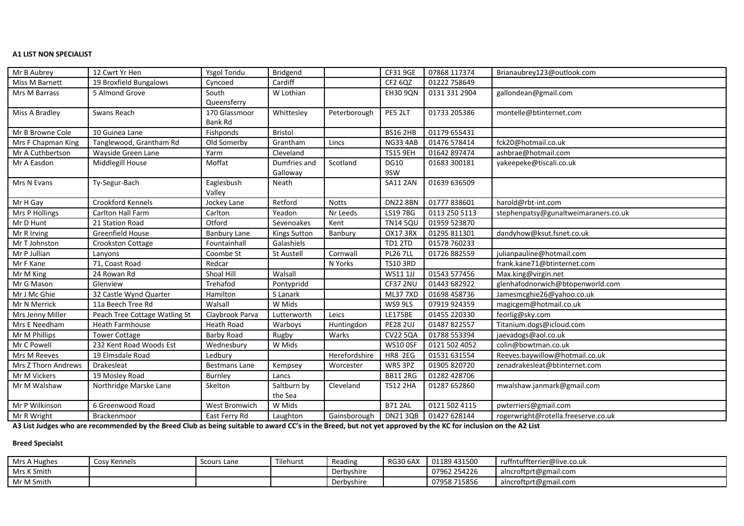**A1 LIST NON SPECIALIST**

| | | | | | | | |
|---|---|---|---|---|---|---|---|
| Mr B Aubrey | 12 Cwrt Yr Hen | Ysgol Tondu | Bridgend | | CF31 9GE | 07868 117374 | Brianaubrey123@outlook.com |
| Miss M Barnett | 19 Broxfield Bungalows | Cyncoed | Cardiff | | CF2 6QZ | 01222 758649 | |
| Mrs M Barrass | 5 Almond Grove | South Queensferry | W Lothian | | EH30 9QN | 0131 331 2904 | gallondean@gmail.com |
| Miss A Bradley | Swans Reach | 170 Glassmoor Bank Rd | Whittesley | Peterborough | PE5 2LT | 01733 205386 | montelle@btinternet.com |
| Mr B Browne Cole | 10 Guinea Lane | Fishponds | Bristol | | BS16 2HB | 01179 655431 | |
| Mrs F Chapman King | Tanglewood, Grantham Rd | Old Somerby | Grantham | Lincs | NG33 4AB | 01476 578414 | fck20@hotmail.co.uk |
| Mr A Cuthbertson | Wayside Green Lane | Yarm | Cleveland | | TS15 9EH | 01642 897474 | ashbrae@hotmail.com |
| Mr A Easdon | Middlegill House | Moffat | Dumfries and Galloway | Scotland | DG10 9SW | 01683 300181 | yakeepeke@tiscali.co.uk |
| Mrs N Evans | Ty-Segur-Bach | Eaglesbush Valley | Neath | | SA11 2AN | 01639 636509 | |
| Mr H Gay | Crookford Kennels | Jockey Lane | Retford | Notts | DN22 8BN | 01777 838601 | harold@rbt-int.com |
| Mrs P Hollings | Carlton Hall Farm | Carlton | Yeadon | Nr Leeds | LS19 7BG | 0113 250 5113 | stephenpatsy@gunaltweimaraners.co.uk |
| Mr D Hunt | 21 Station Road | Otford | Sevenoakes | Kent | TN14 5QU | 01959 523870 | |
| Mr R Irving | Greenfield House | Banbury Lane | Kings Sutton | Banbury | OX17 3RX | 01295 811301 | dandyhow@ksut.fsnet.co.uk |
| Mr T Johnston | Crookston Cottage | Fountainhall | Galashiels | | TD1 2TD | 01578 760233 | |
| Mr P Jullian | Lanyons | Coombe St | St Austell | Cornwall | PL26 7LL | 01726 882559 | julianpauline@hotmail.com |
| Mr F Kane | 71, Coast Road | Redcar | | N Yorks | TS10 3RD | | frank.kane71@btinternet.com |
| Mr M King | 24 Rowan Rd | Shoal Hill | Walsall | | WS11 1JJ | 01543 577456 | Max.king@virgin.net |
| Mr G Mason | Glenview | Trehafod | Pontypridd | | CF37 2NU | 01443 682922 | glenhafodnorwich@btopenworld.com |
| Mr J Mc Ghie | 32 Castle Wynd Quarter | Hamilton | S Lanark | | ML37 7XD | 01698 458736 | Jamesmcghie26@yahoo.co.uk |
| Mr N Merrick | 11a Beech Tree Rd | Walsall | W Mids | | WS9 9LS | 07919 924359 | magicgem@hotmail.co.uk |
| Mrs Jenny Miller | Peach Tree Cottage Watling St | Claybrook Parva | Lutterworth | Leics | LE175BE | 01455 220330 | feorlig@sky.com |
| Mrs E Needham | Heath Farmhouse | Heath Road | Warboys | Huntingdon | PE28 2UJ | 01487 822557 | Titanium.dogs@icloud.com |
| Mr M Phillips | Tower Cottage | Barby Road | Rugby | Warks | CV22 5QA | 01788 553394 | jaevadogs@aol.co.uk |
| Mr C Powell | 232 Kent Road Woods Est | Wednesbury | W Mids | | WS10 0SF | 0121 502 4052 | colin@bowtman.co.uk |
| Mrs M Reeves | 19 Elmsdale Road | Ledbury | | Herefordshire | HR8 2EG | 01531 631554 | Reeves.baywillow@hotmail.co.uk |
| Mrs Z Thorn Andrews | Drakesleat | Bestmans Lane | Kempsey | Worcester | WR5 3PZ | 01905 820720 | zenadrakesleat@btinternet.com |
| Mr M Vickers | 19 Mosley Road | Burnley | Lancs | | BB11 2RG | 01282 428706 | |
| Mr M Walshaw | Northridge Marske Lane | Skelton | Saltburn by the Sea | Cleveland | TS12 2HA | 01287 652860 | mwalshaw.janmark@gmail.com |
| Mr P Wilkinson | 6 Greenwood Road | West Bromwich | W Mids | | B71 2AL | 0121 502 4115 | pwterriers@gmail.com |
| Mr R Wright | Brackenmoor | East Ferry Rd | Laughton | Gainsborough | DN21 3QB | 01427 628144 | rogerwright@rotella.freeserve.co.uk |

**A3 List Judges who are recommended by the Breed Club as being suitable to award CC's in the Breed, but not yet approved by the KC for inclusion on the A2 List**

**Breed Specialst**

| | | | | | | | |
|---|---|---|---|---|---|---|---|
| Mrs A Hughes | Cosy Kennels | Scours Lane | Tilehurst | Reading | RG30 6AX | 01189 431500 | ruffntuffterrier@live.co.uk |
| Mrs K Smith | | | | Derbyshire | | 07962 254226 | alncroftprt@gmail.com |
| Mr M Smith | | | | Derbyshire | | 07958 715856 | alncroftprt@gmail.com |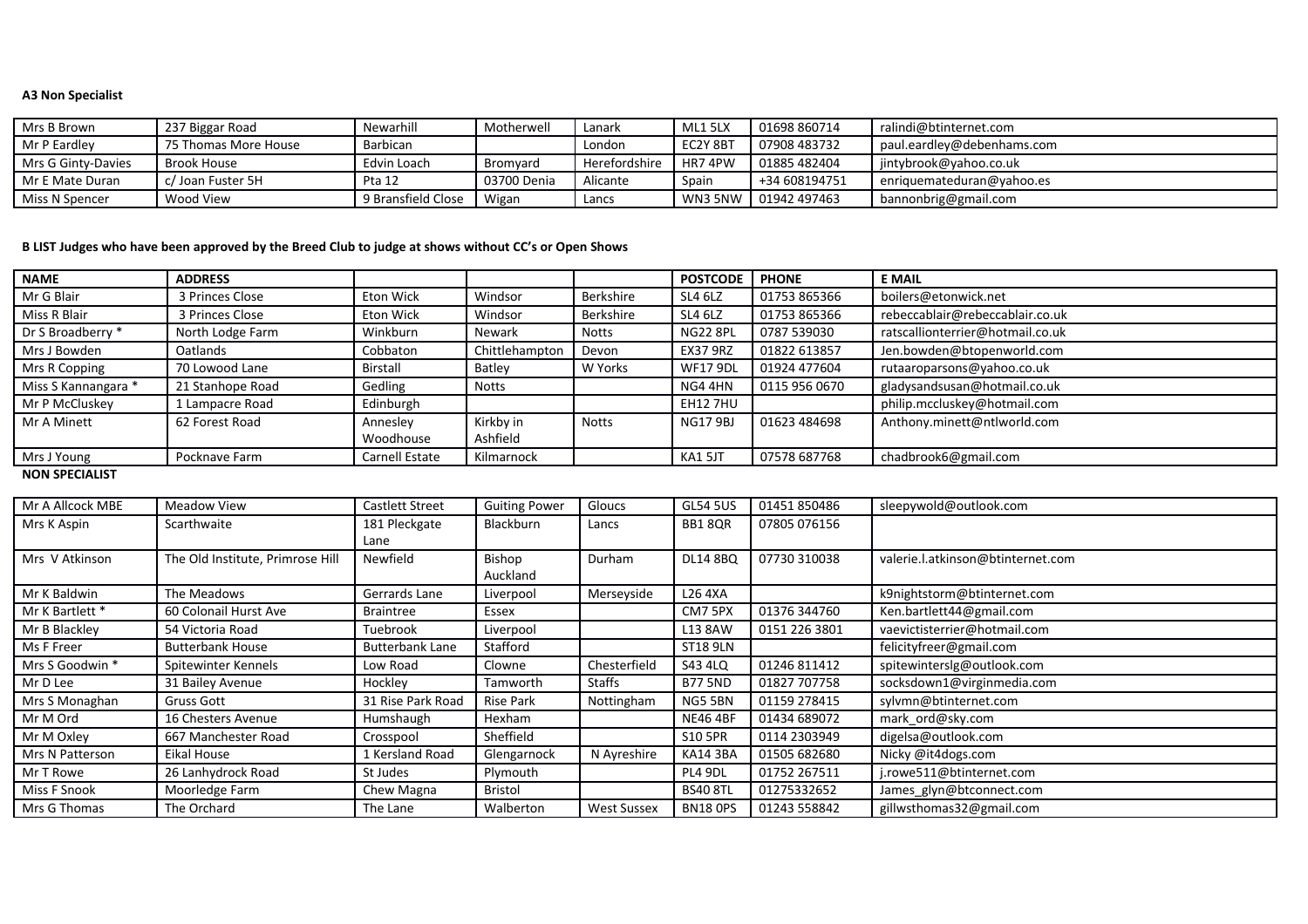**A3 Non Specialist**

| | | | | | | | |
|---|---|---|---|---|---|---|---|
| Mrs B Brown | 237 Biggar Road | Newarhill | Motherwell | Lanark | ML1 5LX | 01698 860714 | ralindi@btinternet.com |
| Mr P Eardley | 75 Thomas More House | Barbican | | London | EC2Y 8BT | 07908 483732 | paul.eardley@debenhams.com |
| Mrs G Ginty-Davies | Brook House | Edvin Loach | Bromyard | Herefordshire | HR7 4PW | 01885 482404 | jintybrook@yahoo.co.uk |
| Mr E Mate Duran | c/ Joan Fuster 5H | Pta 12 | 03700 Denia | Alicante | Spain | +34 608194751 | enriquemateduran@yahoo.es |
| Miss N Spencer | Wood View | 9 Bransfield Close | Wigan | Lancs | WN3 5NW | 01942 497463 | bannonbrig@gmail.com |

**B LIST Judges who have been approved by the Breed Club to judge at shows without CC's or Open Shows**

| NAME | ADDRESS | | | | POSTCODE | PHONE | E MAIL |
|---|---|---|---|---|---|---|---|
| Mr G Blair | 3 Princes Close | Eton Wick | Windsor | Berkshire | SL4 6LZ | 01753 865366 | boilers@etonwick.net |
| Miss R Blair | 3 Princes Close | Eton Wick | Windsor | Berkshire | SL4 6LZ | 01753 865366 | rebeccablair@rebeccablair.co.uk |
| Dr S Broadberry * | North Lodge Farm | Winkburn | Newark | Notts | NG22 8PL | 0787 539030 | ratscallionterrier@hotmail.co.uk |
| Mrs J Bowden | Oatlands | Cobbaton | Chittlehampton | Devon | EX37 9RZ | 01822 613857 | Jen.bowden@btopenworld.com |
| Mrs R Copping | 70 Lowood Lane | Birstall | Batley | W Yorks | WF17 9DL | 01924 477604 | rutaaroparsons@yahoo.co.uk |
| Miss S Kannangara * | 21 Stanhope Road | Gedling | Notts | | NG4 4HN | 0115 956 0670 | gladysandsusan@hotmail.co.uk |
| Mr P McCluskey | 1 Lampacre Road | Edinburgh | | | EH12 7HU | | philip.mccluskey@hotmail.com |
| Mr A Minett | 62 Forest Road | Annesley Woodhouse | Kirkby in Ashfield | Notts | NG17 9BJ | 01623 484698 | Anthony.minett@ntlworld.com |
| Mrs J Young | Pocknave Farm | Carnell Estate | Kilmarnock | | KA1 5JT | 07578 687768 | chadbrook6@gmail.com |

**NON SPECIALIST**

| | | | | | | | |
|---|---|---|---|---|---|---|---|
| Mr A Allcock MBE | Meadow View | Castlett Street | Guiting Power | Gloucs | GL54 5US | 01451 850486 | sleepywold@outlook.com |
| Mrs K Aspin | Scarthwaite | 181 Pleckgate Lane | Blackburn | Lancs | BB1 8QR | 07805 076156 | |
| Mrs V Atkinson | The Old Institute, Primrose Hill | Newfield | Bishop Auckland | Durham | DL14 8BQ | 07730 310038 | valerie.l.atkinson@btinternet.com |
| Mr K Baldwin | The Meadows | Gerrards Lane | Liverpool | Merseyside | L26 4XA | | k9nightstorm@btinternet.com |
| Mr K Bartlett * | 60 Colonail Hurst Ave | Braintree | Essex | | CM7 5PX | 01376 344760 | Ken.bartlett44@gmail.com |
| Mr B Blackley | 54 Victoria Road | Tuebrook | Liverpool | | L13 8AW | 0151 226 3801 | vaevictisterrier@hotmail.com |
| Ms F Freer | Butterbank House | Butterbank Lane | Stafford | | ST18 9LN | | felicityfreer@gmail.com |
| Mrs S Goodwin * | Spitewinter Kennels | Low Road | Clowne | Chesterfield | S43 4LQ | 01246 811412 | spitewinterslg@outlook.com |
| Mr D Lee | 31 Bailey Avenue | Hockley | Tamworth | Staffs | B77 5ND | 01827 707758 | socksdown1@virginmedia.com |
| Mrs S Monaghan | Gruss Gott | 31 Rise Park Road | Rise Park | Nottingham | NG5 5BN | 01159 278415 | sylvmn@btinternet.com |
| Mr M Ord | 16 Chesters Avenue | Humshaugh | Hexham | | NE46 4BF | 01434 689072 | mark_ord@sky.com |
| Mr M Oxley | 667 Manchester Road | Crosspool | Sheffield | | S10 5PR | 0114 2303949 | digelsa@outlook.com |
| Mrs N Patterson | Eikal House | 1 Kersland Road | Glengarnock | N Ayreshire | KA14 3BA | 01505 682680 | Nicky @it4dogs.com |
| Mr T Rowe | 26 Lanhydrock Road | St Judes | Plymouth | | PL4 9DL | 01752 267511 | j.rowe511@btinternet.com |
| Miss F Snook | Moorledge Farm | Chew Magna | Bristol | | BS40 8TL | 01275332652 | James_glyn@btconnect.com |
| Mrs G Thomas | The Orchard | The Lane | Walberton | West Sussex | BN18 0PS | 01243 558842 | gillwsthomas32@gmail.com |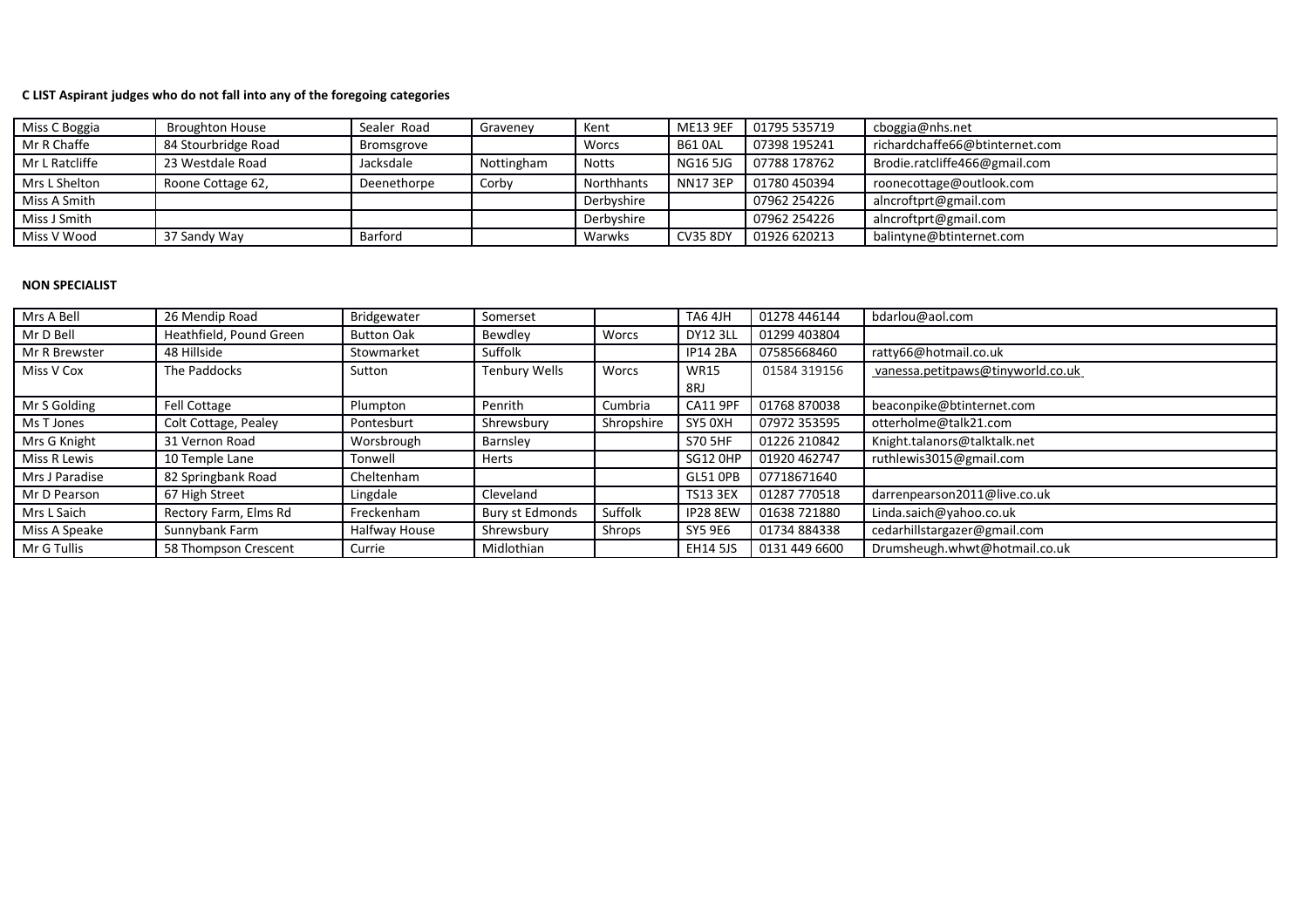**C LIST Aspirant judges who do not fall into any of the foregoing categories**

| | | | | | | | |
|---|---|---|---|---|---|---|---|
| Miss C Boggia | Broughton House | Sealer Road | Graveney | Kent | ME13 9EF | 01795 535719 | cboggia@nhs.net |
| Mr R Chaffe | 84 Stourbridge Road | Bromsgrove | | Worcs | B61 0AL | 07398 195241 | richardchaffe66@btinternet.com |
| Mr L Ratcliffe | 23 Westdale Road | Jacksdale | Nottingham | Notts | NG16 5JG | 07788 178762 | Brodie.ratcliffe466@gmail.com |
| Mrs L Shelton | Roone Cottage 62, | Deenethorpe | Corby | Northhants | NN17 3EP | 01780 450394 | roonecottage@outlook.com |
| Miss A Smith | | | | Derbyshire | | 07962 254226 | alncroftprt@gmail.com |
| Miss J Smith | | | | Derbyshire | | 07962 254226 | alncroftprt@gmail.com |
| Miss V Wood | 37 Sandy Way | Barford | | Warwks | CV35 8DY | 01926 620213 | balintyne@btinternet.com |

**NON SPECIALIST**

| | | | | | | | |
|---|---|---|---|---|---|---|---|
| Mrs A Bell | 26 Mendip Road | Bridgewater | Somerset | | TA6 4JH | 01278 446144 | bdarlou@aol.com |
| Mr D Bell | Heathfield, Pound Green | Button Oak | Bewdley | Worcs | DY12 3LL | 01299 403804 | |
| Mr R Brewster | 48 Hillside | Stowmarket | Suffolk | | IP14 2BA | 07585668460 | ratty66@hotmail.co.uk |
| Miss V Cox | The Paddocks | Sutton | Tenbury Wells | Worcs | WR15 8RJ | 01584 319156 | vanessa.petitpaws@tinyworld.co.uk |
| Mr S Golding | Fell Cottage | Plumpton | Penrith | Cumbria | CA11 9PF | 01768 870038 | beaconpike@btinternet.com |
| Ms T Jones | Colt Cottage, Pealey | Pontesburt | Shrewsbury | Shropshire | SY5 0XH | 07972 353595 | otterholme@talk21.com |
| Mrs G Knight | 31 Vernon Road | Worsbrough | Barnsley | | S70 5HF | 01226 210842 | Knight.talanors@talktalk.net |
| Miss R Lewis | 10 Temple Lane | Tonwell | Herts | | SG12 0HP | 01920 462747 | ruthlewis3015@gmail.com |
| Mrs J Paradise | 82 Springbank Road | Cheltenham | | | GL51 0PB | 07718671640 | |
| Mr D Pearson | 67 High Street | Lingdale | Cleveland | | TS13 3EX | 01287 770518 | darrenpearson2011@live.co.uk |
| Mrs L Saich | Rectory Farm, Elms Rd | Freckenham | Bury st Edmonds | Suffolk | IP28 8EW | 01638 721880 | Linda.saich@yahoo.co.uk |
| Miss A Speake | Sunnybank Farm | Halfway House | Shrewsbury | Shrops | SY5 9E6 | 01734 884338 | cedarhillstargazer@gmail.com |
| Mr G Tullis | 58 Thompson Crescent | Currie | Midlothian | | EH14 5JS | 0131 449 6600 | Drumsheugh.whwt@hotmail.co.uk |